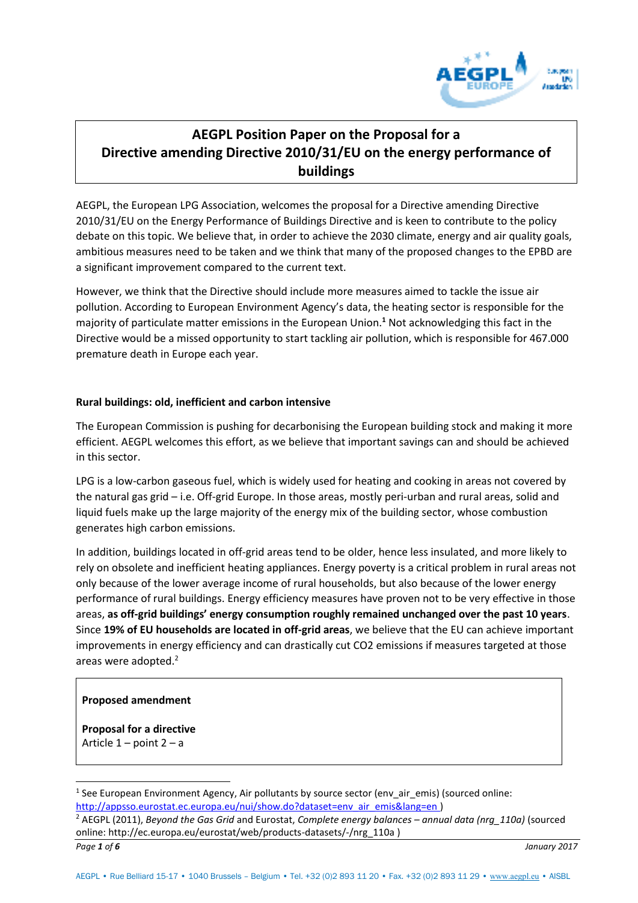# AEGPL Position Paper on the Proposal for a Directive amending Directive 2010/31/EU on the energy performance of buildings

AEGPL, the European LPG Association, welcomes the proposal for a Directive amending Directive 2010/31/EU on the Energy Performance of Buildings Directive and is keen to contribute to the policy debate on this topic. We believe that, in order to achieve the 2030 climate, energy and air quality goals, ambitious measures need to be taken and we think that many of the proposed changes to the EPBD are a significant improvement compared to the current text.

However, we think that the Directive should include more measures aimed to tackle the issue air pollution. According to European Environment Agency's data, the heating sector is responsible for the majority of particulate matter emissions in the European Union.[1] Not acknowledging this fact in the Directive would be a missed opportunity to start tackling air pollution, which is responsible for 467.000 premature death in Europe each year.

**Rural buildings: old, inefficient and carbon intensive**

The European Commission is pushing for decarbonising the European building stock and making it more efficient. AEGPL welcomes this effort, as we believe that important savings can and should be achieved in this sector.

LPG is a low-carbon gaseous fuel, which is widely used for heating and cooking in areas not covered by the natural gas grid – i.e. Off-grid Europe. In those areas, mostly peri-urban and rural areas, solid and liquid fuels make up the large majority of the energy mix of the building sector, whose combustion generates high carbon emissions.

In addition, buildings located in off-grid areas tend to be older, hence less insulated, and more likely to rely on obsolete and inefficient heating appliances. Energy poverty is a critical problem in rural areas not only because of the lower average income of rural households, but also because of the lower energy performance of rural buildings. Energy efficiency measures have proven not to be very effective in those areas, **as off-grid buildings' energy consumption roughly remained unchanged over the past 10 years**. Since **19% of EU households are located in off-grid areas**, we believe that the EU can achieve important improvements in energy efficiency and can drastically cut $CO_2$ emissions if measures targeted at those areas were adopted.[2]

**Proposed amendment**

**Proposal for a directive**
Article 1 – point 2 – a

---

[1] See European Environment Agency, Air pollutants by source sector (env_air_emis) (sourced online: http://appsso.eurostat.ec.europa.eu/nui/show.do?dataset=env_air_emis&lang=en )

[2] AEGPL (2011), *Beyond the Gas Grid* and Eurostat, *Complete energy balances – annual data (nrg_110a)* (sourced online: http://ec.europa.eu/eurostat/web/products-datasets/-/nrg_110a )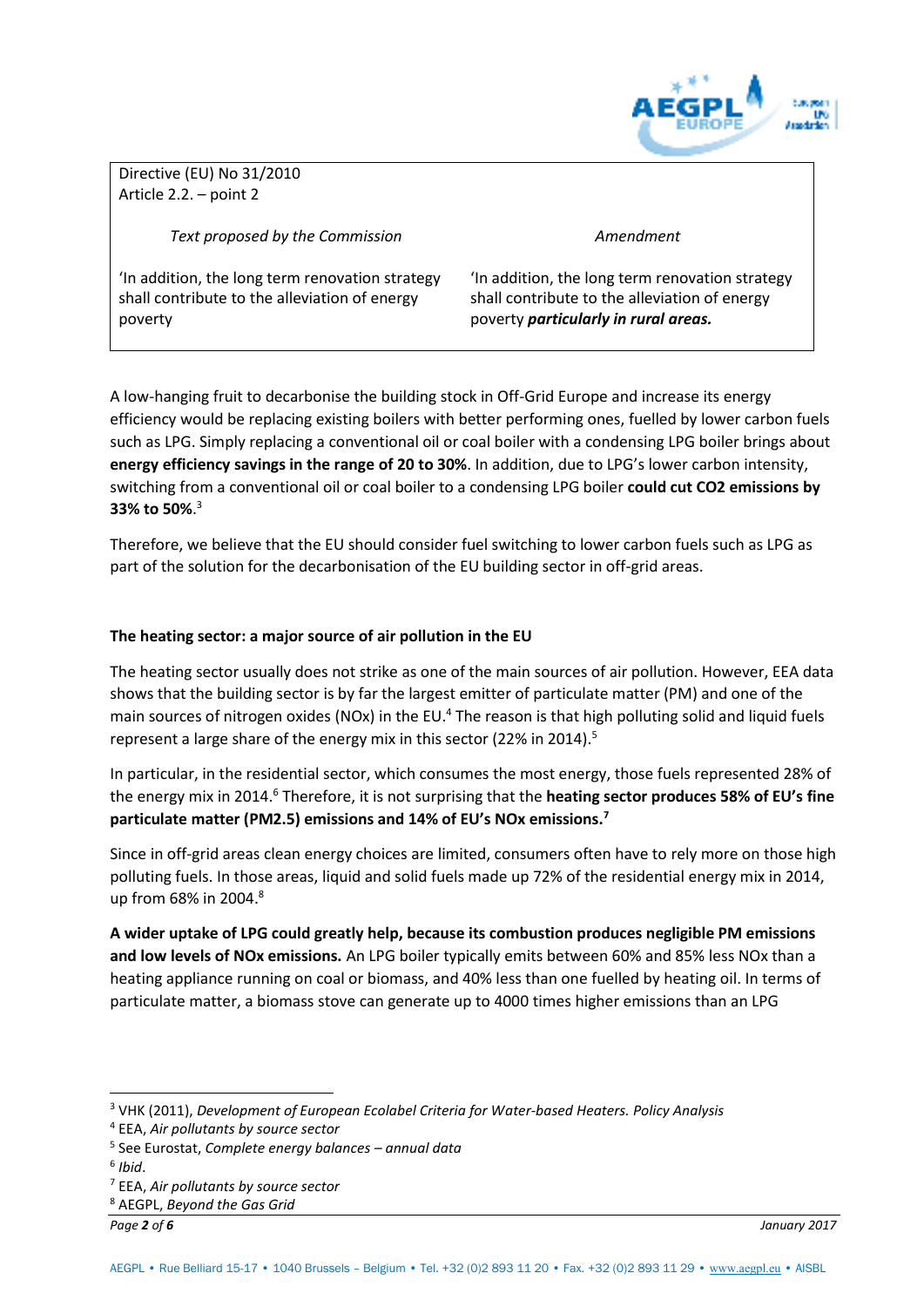| Directive (EU) No 31/2010<br>Article 2.2. – point 2 | |
|---|---|
| *Text proposed by the Commission* | *Amendment* |
| 'In addition, the long term renovation strategy shall contribute to the alleviation of energy poverty | 'In addition, the long term renovation strategy shall contribute to the alleviation of energy poverty ***particularly in rural areas.*** |

A low-hanging fruit to decarbonise the building stock in Off-Grid Europe and increase its energy efficiency would be replacing existing boilers with better performing ones, fuelled by lower carbon fuels such as LPG. Simply replacing a conventional oil or coal boiler with a condensing LPG boiler brings about **energy efficiency savings in the range of 20 to 30%**. In addition, due to LPG's lower carbon intensity, switching from a conventional oil or coal boiler to a condensing LPG boiler **could cut CO2 emissions by 33% to 50%**.[3]

Therefore, we believe that the EU should consider fuel switching to lower carbon fuels such as LPG as part of the solution for the decarbonisation of the EU building sector in off-grid areas.

**The heating sector: a major source of air pollution in the EU**

The heating sector usually does not strike as one of the main sources of air pollution. However, EEA data shows that the building sector is by far the largest emitter of particulate matter (PM) and one of the main sources of nitrogen oxides (NOx) in the EU.[4] The reason is that high polluting solid and liquid fuels represent a large share of the energy mix in this sector (22% in 2014).[5]

In particular, in the residential sector, which consumes the most energy, those fuels represented 28% of the energy mix in 2014.[6] Therefore, it is not surprising that the **heating sector produces 58% of EU's fine particulate matter (PM2.5) emissions and 14% of EU's NOx emissions.[7]**

Since in off-grid areas clean energy choices are limited, consumers often have to rely more on those high polluting fuels. In those areas, liquid and solid fuels made up 72% of the residential energy mix in 2014, up from 68% in 2004.[8]

**A wider uptake of LPG could greatly help, because its combustion produces negligible PM emissions and low levels of NOx emissions.** An LPG boiler typically emits between 60% and 85% less NOx than a heating appliance running on coal or biomass, and 40% less than one fuelled by heating oil. In terms of particulate matter, a biomass stove can generate up to 4000 times higher emissions than an LPG

[3] VHK (2011), *Development of European Ecolabel Criteria for Water-based Heaters. Policy Analysis*
[4] EEA, *Air pollutants by source sector*
[5] See Eurostat, *Complete energy balances – annual data*
[6] *Ibid*.
[7] EEA, *Air pollutants by source sector*
[8] AEGPL, *Beyond the Gas Grid*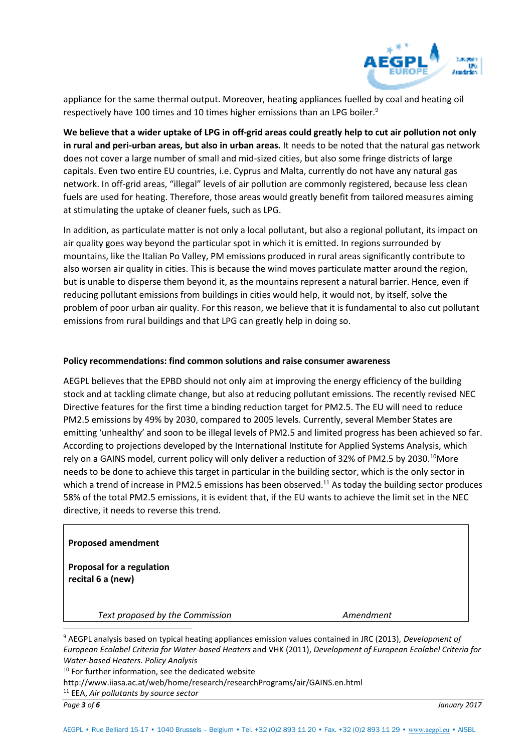appliance for the same thermal output. Moreover, heating appliances fuelled by coal and heating oil respectively have 100 times and 10 times higher emissions than an LPG boiler.[9]

**We believe that a wider uptake of LPG in off-grid areas could greatly help to cut air pollution not only in rural and peri-urban areas, but also in urban areas.** It needs to be noted that the natural gas network does not cover a large number of small and mid-sized cities, but also some fringe districts of large capitals. Even two entire EU countries, i.e. Cyprus and Malta, currently do not have any natural gas network. In off-grid areas, "illegal" levels of air pollution are commonly registered, because less clean fuels are used for heating. Therefore, those areas would greatly benefit from tailored measures aiming at stimulating the uptake of cleaner fuels, such as LPG.

In addition, as particulate matter is not only a local pollutant, but also a regional pollutant, its impact on air quality goes way beyond the particular spot in which it is emitted. In regions surrounded by mountains, like the Italian Po Valley, PM emissions produced in rural areas significantly contribute to also worsen air quality in cities. This is because the wind moves particulate matter around the region, but is unable to disperse them beyond it, as the mountains represent a natural barrier. Hence, even if reducing pollutant emissions from buildings in cities would help, it would not, by itself, solve the problem of poor urban air quality. For this reason, we believe that it is fundamental to also cut pollutant emissions from rural buildings and that LPG can greatly help in doing so.

**Policy recommendations: find common solutions and raise consumer awareness**

AEGPL believes that the EPBD should not only aim at improving the energy efficiency of the building stock and at tackling climate change, but also at reducing pollutant emissions. The recently revised NEC Directive features for the first time a binding reduction target for PM2.5. The EU will need to reduce PM2.5 emissions by 49% by 2030, compared to 2005 levels. Currently, several Member States are emitting 'unhealthy' and soon to be illegal levels of PM2.5 and limited progress has been achieved so far. According to projections developed by the International Institute for Applied Systems Analysis, which rely on a GAINS model, current policy will only deliver a reduction of 32% of PM2.5 by 2030.[10]More needs to be done to achieve this target in particular in the building sector, which is the only sector in which a trend of increase in PM2.5 emissions has been observed.[11] As today the building sector produces 58% of the total PM2.5 emissions, it is evident that, if the EU wants to achieve the limit set in the NEC directive, it needs to reverse this trend.

**Proposed amendment**

**Proposal for a regulation**
**recital 6 a (new)**

| *Text proposed by the Commission* | *Amendment* |
| --- | --- |

[9] AEGPL analysis based on typical heating appliances emission values contained in JRC (2013), *Development of European Ecolabel Criteria for Water-based Heaters* and VHK (2011), *Development of European Ecolabel Criteria for Water-based Heaters. Policy Analysis*

[10] For further information, see the dedicated website http://www.iiasa.ac.at/web/home/research/researchPrograms/air/GAINS.en.html

[11] EEA, *Air pollutants by source sector*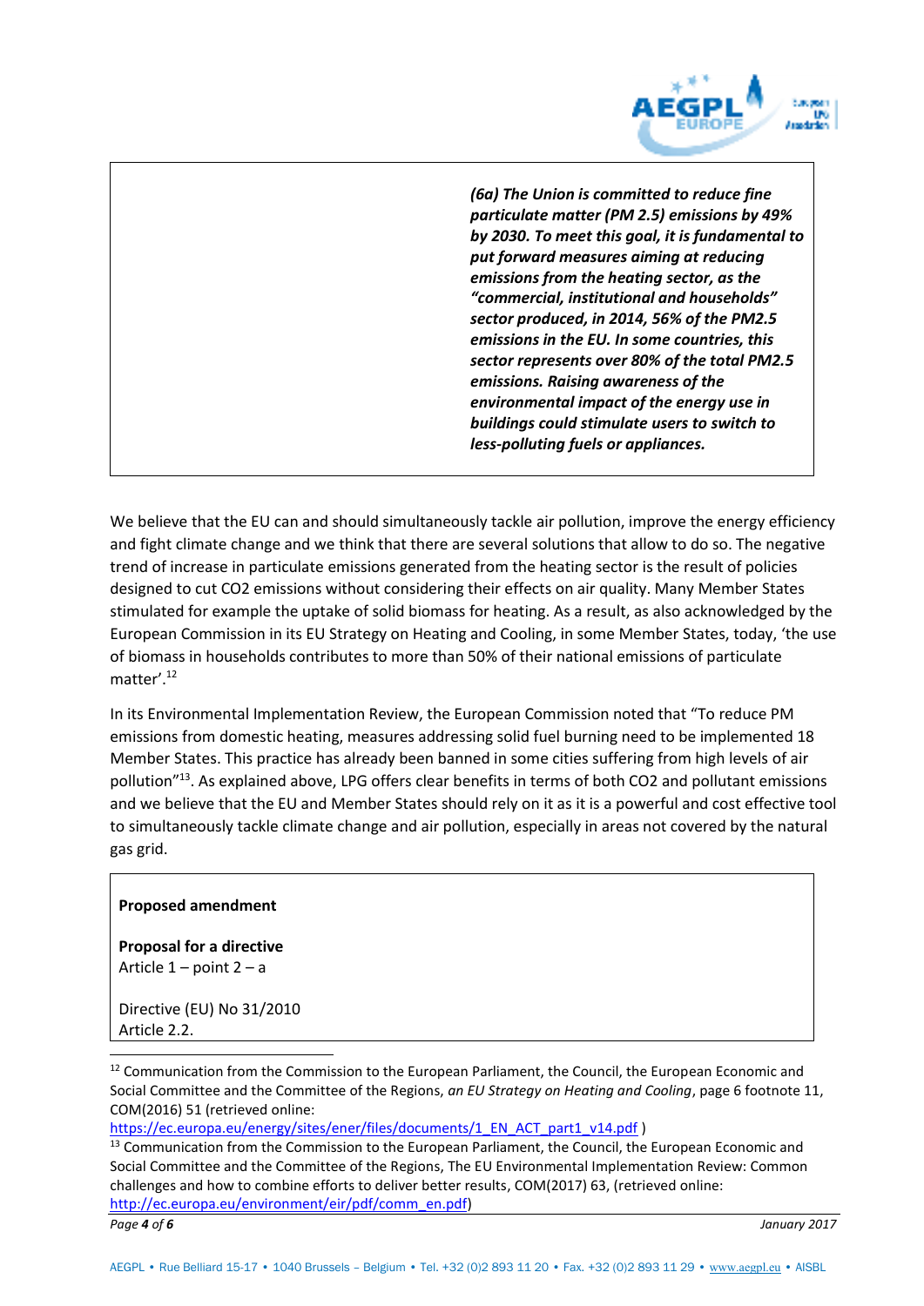| | |
|---|---|
| | ***(6a) The Union is committed to reduce fine particulate matter (PM 2.5) emissions by 49% by 2030. To meet this goal, it is fundamental to put forward measures aiming at reducing emissions from the heating sector, as the "commercial, institutional and households" sector produced, in 2014, 56% of the PM2.5 emissions in the EU. In some countries, this sector represents over 80% of the total PM2.5 emissions. Raising awareness of the environmental impact of the energy use in buildings could stimulate users to switch to less-polluting fuels or appliances.*** |

We believe that the EU can and should simultaneously tackle air pollution, improve the energy efficiency and fight climate change and we think that there are several solutions that allow to do so. The negative trend of increase in particulate emissions generated from the heating sector is the result of policies designed to cut CO2 emissions without considering their effects on air quality. Many Member States stimulated for example the uptake of solid biomass for heating. As a result, as also acknowledged by the European Commission in its EU Strategy on Heating and Cooling, in some Member States, today, 'the use of biomass in households contributes to more than 50% of their national emissions of particulate matter'.[12]

In its Environmental Implementation Review, the European Commission noted that "To reduce PM emissions from domestic heating, measures addressing solid fuel burning need to be implemented 18 Member States. This practice has already been banned in some cities suffering from high levels of air pollution"[13]. As explained above, LPG offers clear benefits in terms of both CO2 and pollutant emissions and we believe that the EU and Member States should rely on it as it is a powerful and cost effective tool to simultaneously tackle climate change and air pollution, especially in areas not covered by the natural gas grid.

**Proposed amendment**

**Proposal for a directive**
Article 1 – point 2 – a

Directive (EU) No 31/2010
Article 2.2.

---

[12] Communication from the Commission to the European Parliament, the Council, the European Economic and Social Committee and the Committee of the Regions, *an EU Strategy on Heating and Cooling*, page 6 footnote 11, COM(2016) 51 (retrieved online: https://ec.europa.eu/energy/sites/ener/files/documents/1_EN_ACT_part1_v14.pdf )

[13] Communication from the Commission to the European Parliament, the Council, the European Economic and Social Committee and the Committee of the Regions, The EU Environmental Implementation Review: Common challenges and how to combine efforts to deliver better results, COM(2017) 63, (retrieved online: http://ec.europa.eu/environment/eir/pdf/comm_en.pdf)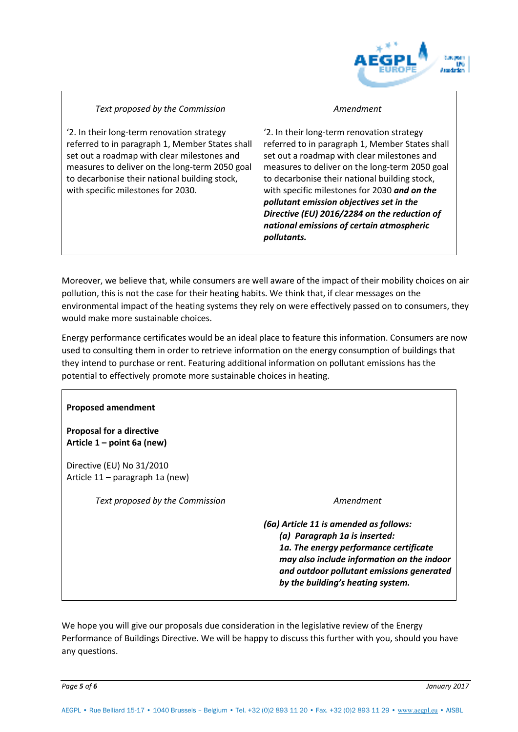| *Text proposed by the Commission* | *Amendment* |
| --- | --- |
| '2. In their long-term renovation strategy referred to in paragraph 1, Member States shall set out a roadmap with clear milestones and measures to deliver on the long-term 2050 goal to decarbonise their national building stock, with specific milestones for 2030. | '2. In their long-term renovation strategy referred to in paragraph 1, Member States shall set out a roadmap with clear milestones and measures to deliver on the long-term 2050 goal to decarbonise their national building stock, with specific milestones for 2030 ***and on the pollutant emission objectives set in the Directive (EU) 2016/2284 on the reduction of national emissions of certain atmospheric pollutants.*** |

Moreover, we believe that, while consumers are well aware of the impact of their mobility choices on air pollution, this is not the case for their heating habits. We think that, if clear messages on the environmental impact of the heating systems they rely on were effectively passed on to consumers, they would make more sustainable choices.

Energy performance certificates would be an ideal place to feature this information. Consumers are now used to consulting them in order to retrieve information on the energy consumption of buildings that they intend to purchase or rent. Featuring additional information on pollutant emissions has the potential to effectively promote more sustainable choices in heating.

**Proposed amendment**

**Proposal for a directive**
**Article 1 – point 6a (new)**

Directive (EU) No 31/2010
Article 11 – paragraph 1a (new)

| *Text proposed by the Commission* | *Amendment* |
| --- | --- |
| | ***(6a) Article 11 is amended as follows:*** <br> ***(a) Paragraph 1a is inserted:*** <br> ***1a. The energy performance certificate may also include information on the indoor and outdoor pollutant emissions generated by the building's heating system.*** |

We hope you will give our proposals due consideration in the legislative review of the Energy Performance of Buildings Directive. We will be happy to discuss this further with you, should you have any questions.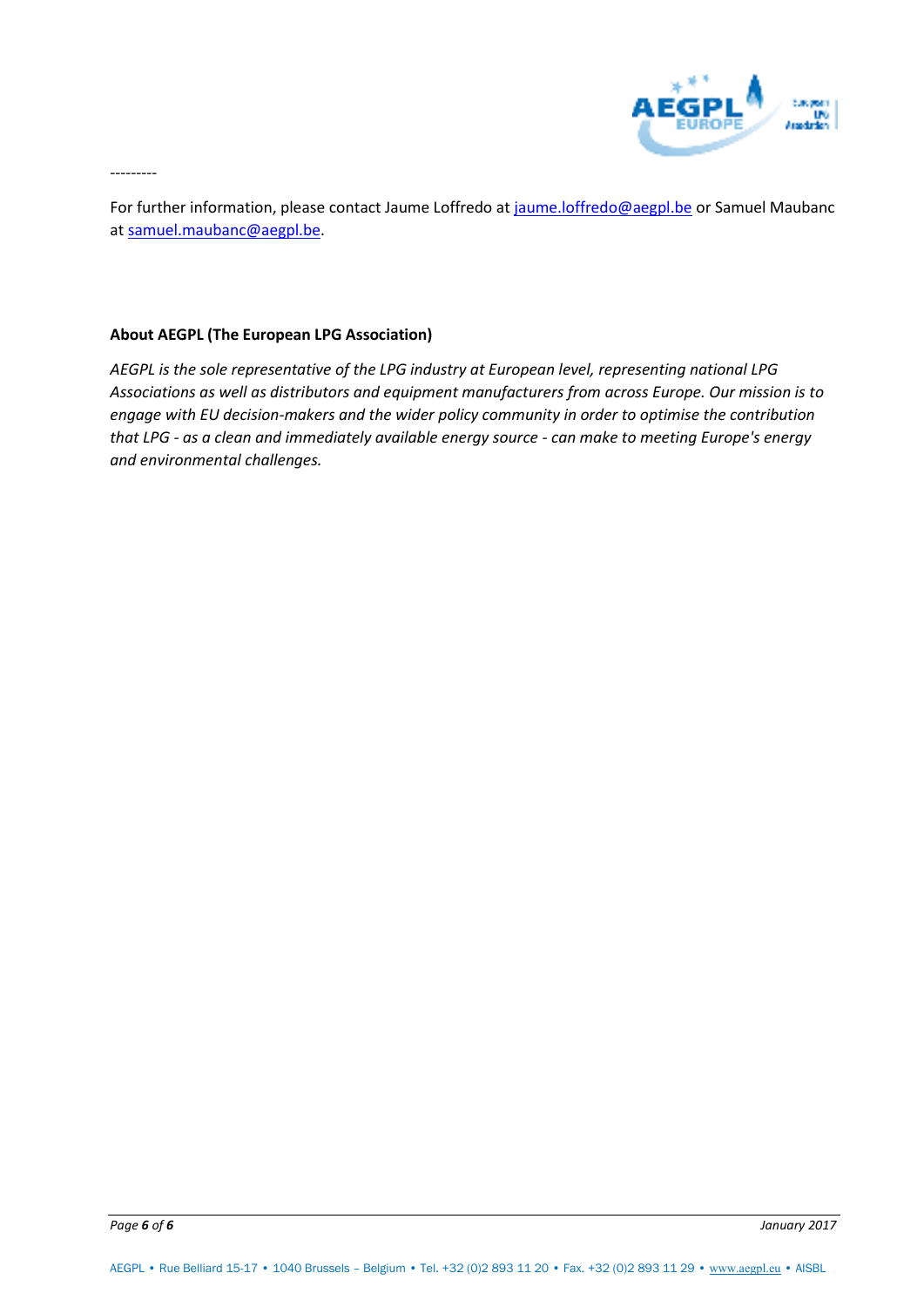---------

For further information, please contact Jaume Loffredo at jaume.loffredo@aegpl.be or Samuel Maubanc at samuel.maubanc@aegpl.be.

**About AEGPL (The European LPG Association)**

*AEGPL is the sole representative of the LPG industry at European level, representing national LPG Associations as well as distributors and equipment manufacturers from across Europe. Our mission is to engage with EU decision-makers and the wider policy community in order to optimise the contribution that LPG - as a clean and immediately available energy source - can make to meeting Europe's energy and environmental challenges.*